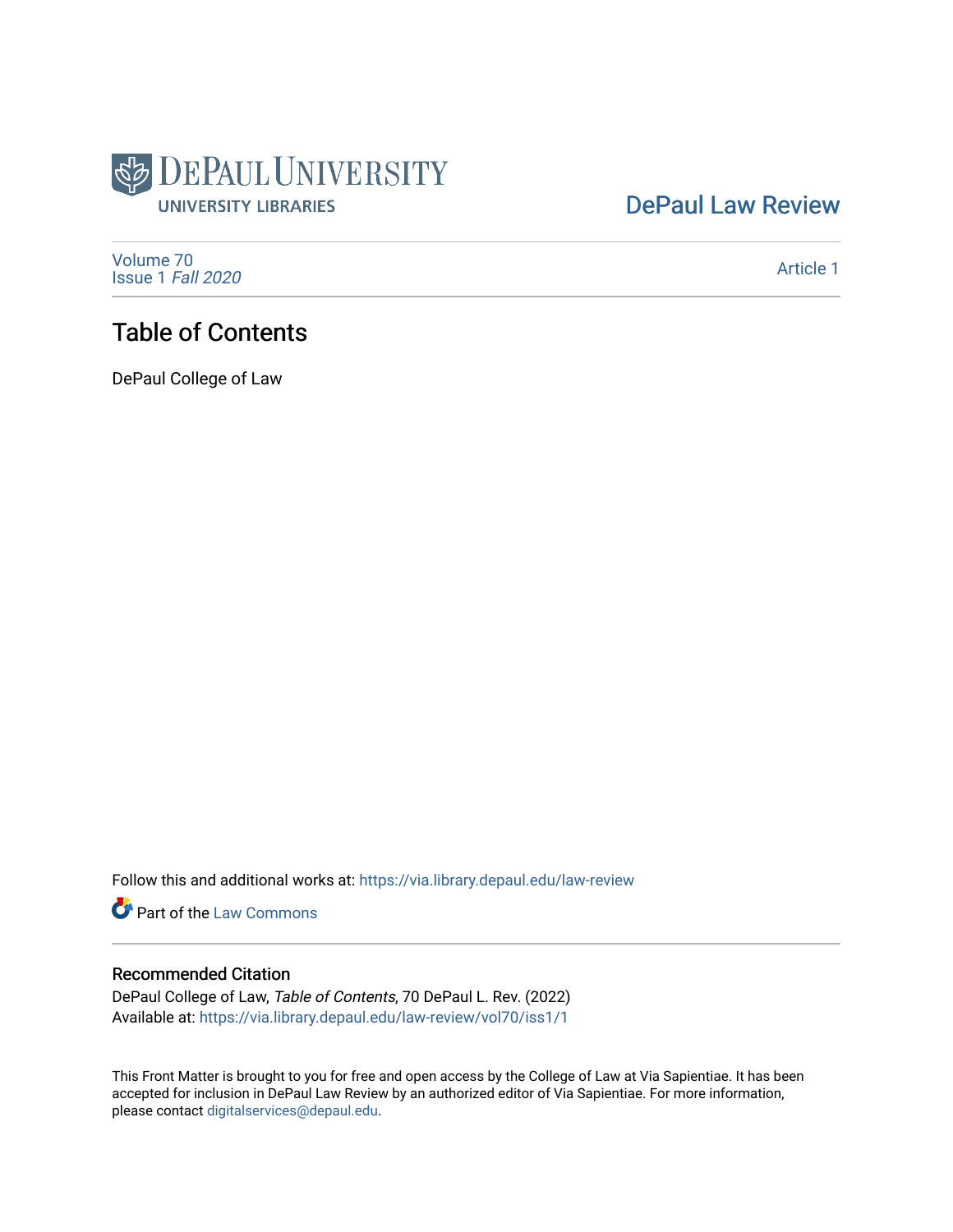DePaul University
UNIVERSITY LIBRARIES

DePaul Law Review

Volume 70
Issue 1 *Fall 2020*

Article 1

# Table of Contents

DePaul College of Law

Follow this and additional works at: https://via.library.depaul.edu/law-review

Part of the Law Commons

## Recommended Citation

DePaul College of Law, *Table of Contents*, 70 DePaul L. Rev. (2022)
Available at: https://via.library.depaul.edu/law-review/vol70/iss1/1

This Front Matter is brought to you for free and open access by the College of Law at Via Sapientiae. It has been accepted for inclusion in DePaul Law Review by an authorized editor of Via Sapientiae. For more information, please contact digitalservices@depaul.edu.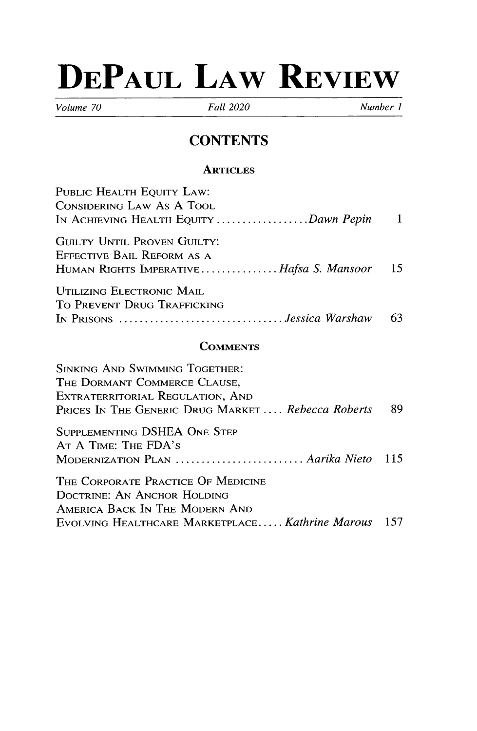# DEPAUL LAW REVIEW

Volume 70 | Fall 2020 | Number 1

## CONTENTS

### ARTICLES

PUBLIC HEALTH EQUITY LAW: CONSIDERING LAW AS A TOOL IN ACHIEVING HEALTH EQUITY .................. *Dawn Pepin* 1

GUILTY UNTIL PROVEN GUILTY: EFFECTIVE BAIL REFORM AS A HUMAN RIGHTS IMPERATIVE ............... *Hafsa S. Mansoor* 15

UTILIZING ELECTRONIC MAIL TO PREVENT DRUG TRAFFICKING IN PRISONS ................................ *Jessica Warshaw* 63

### COMMENTS

SINKING AND SWIMMING TOGETHER: THE DORMANT COMMERCE CLAUSE, EXTRATERRITORIAL REGULATION, AND PRICES IN THE GENERIC DRUG MARKET .... *Rebecca Roberts* 89

SUPPLEMENTING DSHEA ONE STEP AT A TIME: THE FDA'S MODERNIZATION PLAN ......................... *Aarika Nieto* 115

THE CORPORATE PRACTICE OF MEDICINE DOCTRINE: AN ANCHOR HOLDING AMERICA BACK IN THE MODERN AND EVOLVING HEALTHCARE MARKETPLACE..... *Kathrine Marous* 157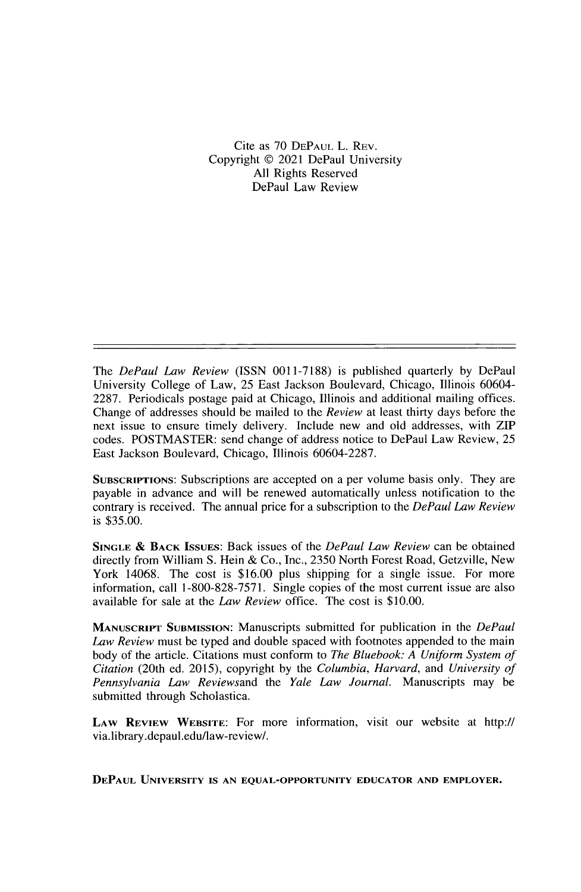Cite as 70 DePaul L. Rev.
Copyright © 2021 DePaul University
All Rights Reserved
DePaul Law Review

---

The *DePaul Law Review* (ISSN 0011-7188) is published quarterly by DePaul University College of Law, 25 East Jackson Boulevard, Chicago, Illinois 60604-2287. Periodicals postage paid at Chicago, Illinois and additional mailing offices. Change of addresses should be mailed to the *Review* at least thirty days before the next issue to ensure timely delivery. Include new and old addresses, with ZIP codes. POSTMASTER: send change of address notice to DePaul Law Review, 25 East Jackson Boulevard, Chicago, Illinois 60604-2287.

**Subscriptions**: Subscriptions are accepted on a per volume basis only. They are payable in advance and will be renewed automatically unless notification to the contrary is received. The annual price for a subscription to the *DePaul Law Review* is $35.00.

**Single & Back Issues**: Back issues of the *DePaul Law Review* can be obtained directly from William S. Hein & Co., Inc., 2350 North Forest Road, Getzville, New York 14068. The cost is $16.00 plus shipping for a single issue. For more information, call 1-800-828-7571. Single copies of the most current issue are also available for sale at the *Law Review* office. The cost is $10.00.

**Manuscript Submission**: Manuscripts submitted for publication in the *DePaul Law Review* must be typed and double spaced with footnotes appended to the main body of the article. Citations must conform to *The Bluebook: A Uniform System of Citation* (20th ed. 2015), copyright by the *Columbia*, *Harvard*, and *University of Pennsylvania Law Reviews*and the *Yale Law Journal*. Manuscripts may be submitted through Scholastica.

**Law Review Website**: For more information, visit our website at http://via.library.depaul.edu/law-review/.

**DePaul University is an equal-opportunity educator and employer.**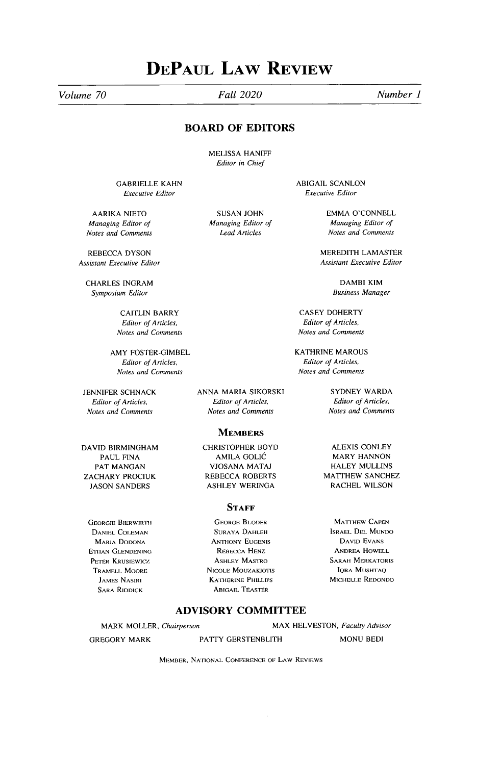# DEPAUL LAW REVIEW

*Volume 70* | *Fall 2020* | *Number 1*

## BOARD OF EDITORS

MELISSA HANIFF
*Editor in Chief*

GABRIELLE KAHN
*Executive Editor*

ABIGAIL SCANLON
*Executive Editor*

AARIKA NIETO
*Managing Editor of Notes and Comments*

SUSAN JOHN
*Managing Editor of Lead Articles*

EMMA O'CONNELL
*Managing Editor of Notes and Comments*

REBECCA DYSON
*Assistant Executive Editor*

MEREDITH LAMASTER
*Assistant Executive Editor*

CHARLES INGRAM
*Symposium Editor*

DAMBI KIM
*Business Manager*

CAITLIN BARRY
*Editor of Articles, Notes and Comments*

CASEY DOHERTY
*Editor of Articles, Notes and Comments*

AMY FOSTER-GIMBEL
*Editor of Articles, Notes and Comments*

KATHRINE MAROUS
*Editor of Articles, Notes and Comments*

JENNIFER SCHNACK
*Editor of Articles, Notes and Comments*

ANNA MARIA SIKORSKI
*Editor of Articles, Notes and Comments*

SYDNEY WARDA
*Editor of Articles, Notes and Comments*

### MEMBERS

DAVID BIRMINGHAM
PAUL FINA
PAT MANGAN
ZACHARY PROCIUK
JASON SANDERS
CHRISTOPHER BOYD
AMILA GOLIĆ
VJOSANA MATAJ
REBECCA ROBERTS
ASHLEY WERINGA
ALEXIS CONLEY
MARY HANNON
HALEY MULLINS
MATTHEW SANCHEZ
RACHEL WILSON

### STAFF

GEORGIE BIERWIRTH
DANIEL COLEMAN
MARIA DODONA
ETHAN GLENDENING
PETER KRUSIEWICZ
TRAMELL MOORE
JAMES NASIRI
SARA RIDDICK
GEORGE BLODER
SURAYA DAHLEH
ANTHONY EUGENIS
REBECCA HENZ
ASHLEY MASTRO
NICOLE MOUZAKIOTIS
KATHERINE PHILLIPS
ABIGAIL TEASTER
MATTHEW CAPEN
ISRAEL DEL MUNDO
DAVID EVANS
ANDREA HOWELL
SARAH MERKATORIS
IQRA MUSHTAQ
MICHELLE REDONDO

## ADVISORY COMMITTEE

MARK MOLLER, *Chairperson*
MAX HELVESTON, *Faculty Advisor*

GREGORY MARK
PATTY GERSTENBLITH
MONU BEDI

MEMBER, NATIONAL CONFERENCE OF LAW REVIEWS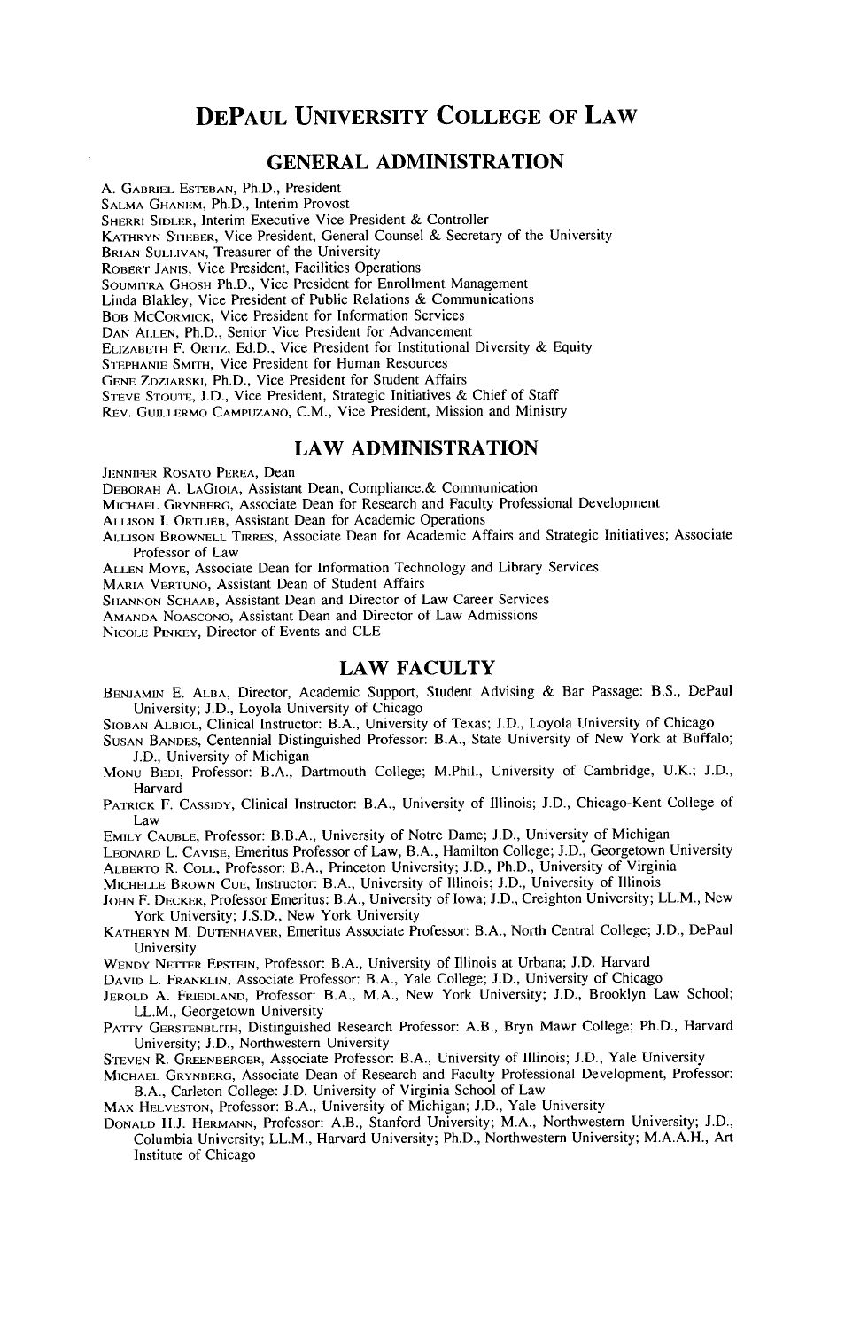# DEPAUL UNIVERSITY COLLEGE OF LAW

## GENERAL ADMINISTRATION

A. GABRIEL ESTEBAN, Ph.D., President
SALMA GHANEM, Ph.D., Interim Provost
SHERRI SIDLER, Interim Executive Vice President & Controller
KATHRYN STIEBER, Vice President, General Counsel & Secretary of the University
BRIAN SULLIVAN, Treasurer of the University
ROBERT JANIS, Vice President, Facilities Operations
SOUMITRA GHOSH Ph.D., Vice President for Enrollment Management
Linda Blakley, Vice President of Public Relations & Communications
BOB MCCORMICK, Vice President for Information Services
DAN ALLEN, Ph.D., Senior Vice President for Advancement
ELIZABETH F. ORTIZ, Ed.D., Vice President for Institutional Diversity & Equity
STEPHANIE SMITH, Vice President for Human Resources
GENE ZDZIARSKI, Ph.D., Vice President for Student Affairs
STEVE STOUTE, J.D., Vice President, Strategic Initiatives & Chief of Staff
REV. GUILLERMO CAMPUZANO, C.M., Vice President, Mission and Ministry

## LAW ADMINISTRATION

JENNIFER ROSATO PEREA, Dean
DEBORAH A. LAGIOIA, Assistant Dean, Compliance.& Communication
MICHAEL GRYNBERG, Associate Dean for Research and Faculty Professional Development
ALLISON I. ORTLIEB, Assistant Dean for Academic Operations
ALLISON BROWNELL TIRRES, Associate Dean for Academic Affairs and Strategic Initiatives; Associate Professor of Law
ALLEN MOYE, Associate Dean for Information Technology and Library Services
MARIA VERTUNO, Assistant Dean of Student Affairs
SHANNON SCHAAB, Assistant Dean and Director of Law Career Services
AMANDA NOASCONO, Assistant Dean and Director of Law Admissions
NICOLE PINKEY, Director of Events and CLE

## LAW FACULTY

BENJAMIN E. ALBA, Director, Academic Support, Student Advising & Bar Passage: B.S., DePaul University; J.D., Loyola University of Chicago
SIOBAN ALBIOL, Clinical Instructor: B.A., University of Texas; J.D., Loyola University of Chicago
SUSAN BANDES, Centennial Distinguished Professor: B.A., State University of New York at Buffalo; J.D., University of Michigan
MONU BEDI, Professor: B.A., Dartmouth College; M.Phil., University of Cambridge, U.K.; J.D., Harvard
PATRICK F. CASSIDY, Clinical Instructor: B.A., University of Illinois; J.D., Chicago-Kent College of Law
EMILY CAUBLE, Professor: B.B.A., University of Notre Dame; J.D., University of Michigan
LEONARD L. CAVISE, Emeritus Professor of Law, B.A., Hamilton College; J.D., Georgetown University
ALBERTO R. COLL, Professor: B.A., Princeton University; J.D., Ph.D., University of Virginia
MICHELLE BROWN CUE, Instructor: B.A., University of Illinois; J.D., University of Illinois
JOHN F. DECKER, Professor Emeritus: B.A., University of Iowa; J.D., Creighton University; LL.M., New York University; J.S.D., New York University
KATHERYN M. DUTENHAVER, Emeritus Associate Professor: B.A., North Central College; J.D., DePaul University
WENDY NETTER EPSTEIN, Professor: B.A., University of Illinois at Urbana; J.D. Harvard
DAVID L. FRANKLIN, Associate Professor: B.A., Yale College; J.D., University of Chicago
JEROLD A. FRIEDLAND, Professor: B.A., M.A., New York University; J.D., Brooklyn Law School; LL.M., Georgetown University
PATTY GERSTENBLITH, Distinguished Research Professor: A.B., Bryn Mawr College; Ph.D., Harvard University; J.D., Northwestern University
STEVEN R. GREENBERGER, Associate Professor: B.A., University of Illinois; J.D., Yale University
MICHAEL GRYNBERG, Associate Dean of Research and Faculty Professional Development, Professor: B.A., Carleton College: J.D. University of Virginia School of Law
MAX HELVESTON, Professor: B.A., University of Michigan; J.D., Yale University
DONALD H.J. HERMANN, Professor: A.B., Stanford University; M.A., Northwestern University; J.D., Columbia University; LL.M., Harvard University; Ph.D., Northwestern University; M.A.A.H., Art Institute of Chicago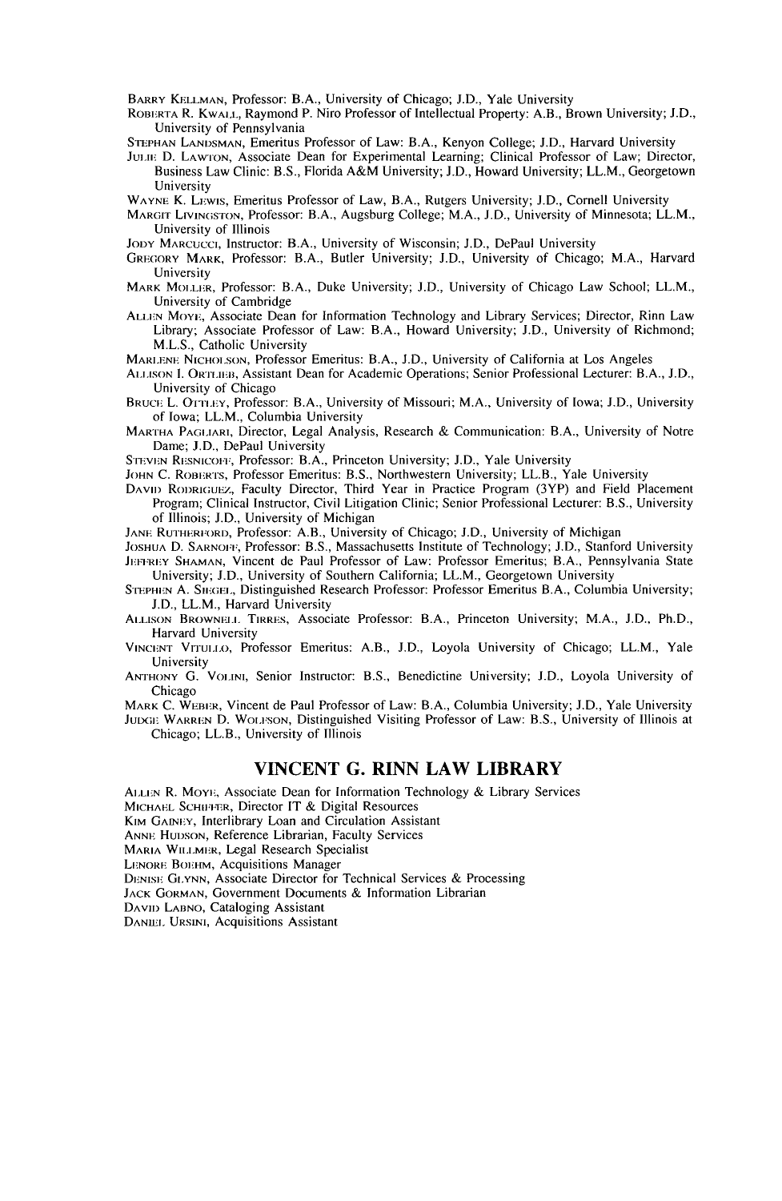BARRY KELLMAN, Professor: B.A., University of Chicago; J.D., Yale University

ROBERTA R. KWALL, Raymond P. Niro Professor of Intellectual Property: A.B., Brown University; J.D., University of Pennsylvania

STEPHAN LANDSMAN, Emeritus Professor of Law: B.A., Kenyon College; J.D., Harvard University

JULIE D. LAWTON, Associate Dean for Experimental Learning; Clinical Professor of Law; Director, Business Law Clinic: B.S., Florida A&M University; J.D., Howard University; LL.M., Georgetown University

WAYNE K. LEWIS, Emeritus Professor of Law, B.A., Rutgers University; J.D., Cornell University

MARGIT LIVINGSTON, Professor: B.A., Augsburg College; M.A., J.D., University of Minnesota; LL.M., University of Illinois

JODY MARCUCCI, Instructor: B.A., University of Wisconsin; J.D., DePaul University

GREGORY MARK, Professor: B.A., Butler University; J.D., University of Chicago; M.A., Harvard University

MARK MOLLER, Professor: B.A., Duke University; J.D., University of Chicago Law School; LL.M., University of Cambridge

ALLEN MOYE, Associate Dean for Information Technology and Library Services; Director, Rinn Law Library; Associate Professor of Law: B.A., Howard University; J.D., University of Richmond; M.L.S., Catholic University

MARLENE NICHOLSON, Professor Emeritus: B.A., J.D., University of California at Los Angeles

ALLISON I. ORTLIEB, Assistant Dean for Academic Operations; Senior Professional Lecturer: B.A., J.D., University of Chicago

BRUCE L. OTTLEY, Professor: B.A., University of Missouri; M.A., University of Iowa; J.D., University of Iowa; LL.M., Columbia University

MARTHA PAGLIARI, Director, Legal Analysis, Research & Communication: B.A., University of Notre Dame; J.D., DePaul University

STEVEN RESNICOFF, Professor: B.A., Princeton University; J.D., Yale University

JOHN C. ROBERTS, Professor Emeritus: B.S., Northwestern University; LL.B., Yale University

DAVID RODRIGUEZ, Faculty Director, Third Year in Practice Program (3YP) and Field Placement Program; Clinical Instructor, Civil Litigation Clinic; Senior Professional Lecturer: B.S., University of Illinois; J.D., University of Michigan

JANE RUTHERFORD, Professor: A.B., University of Chicago; J.D., University of Michigan

JOSHUA D. SARNOFF, Professor: B.S., Massachusetts Institute of Technology; J.D., Stanford University

JEFFREY SHAMAN, Vincent de Paul Professor of Law: Professor Emeritus; B.A., Pennsylvania State University; J.D., University of Southern California; LL.M., Georgetown University

STEPHEN A. SIEGEL, Distinguished Research Professor: Professor Emeritus B.A., Columbia University; J.D., LL.M., Harvard University

ALLISON BROWNELL TIRRES, Associate Professor: B.A., Princeton University; M.A., J.D., Ph.D., Harvard University

VINCENT VITULLO, Professor Emeritus: A.B., J.D., Loyola University of Chicago; LL.M., Yale University

ANTHONY G. VOLINI, Senior Instructor: B.S., Benedictine University; J.D., Loyola University of Chicago

MARK C. WEBER, Vincent de Paul Professor of Law: B.A., Columbia University; J.D., Yale University

JUDGE WARREN D. WOLFSON, Distinguished Visiting Professor of Law: B.S., University of Illinois at Chicago; LL.B., University of Illinois

## VINCENT G. RINN LAW LIBRARY

ALLEN R. MOYE, Associate Dean for Information Technology & Library Services

MICHAEL SCHIFFER, Director IT & Digital Resources

KIM GAINEY, Interlibrary Loan and Circulation Assistant

ANNE HUDSON, Reference Librarian, Faculty Services

MARIA WILLMER, Legal Research Specialist

LENORE BOEHM, Acquisitions Manager

DENISE GLYNN, Associate Director for Technical Services & Processing

JACK GORMAN, Government Documents & Information Librarian

DAVID LABNO, Cataloging Assistant

DANIEL URSINI, Acquisitions Assistant